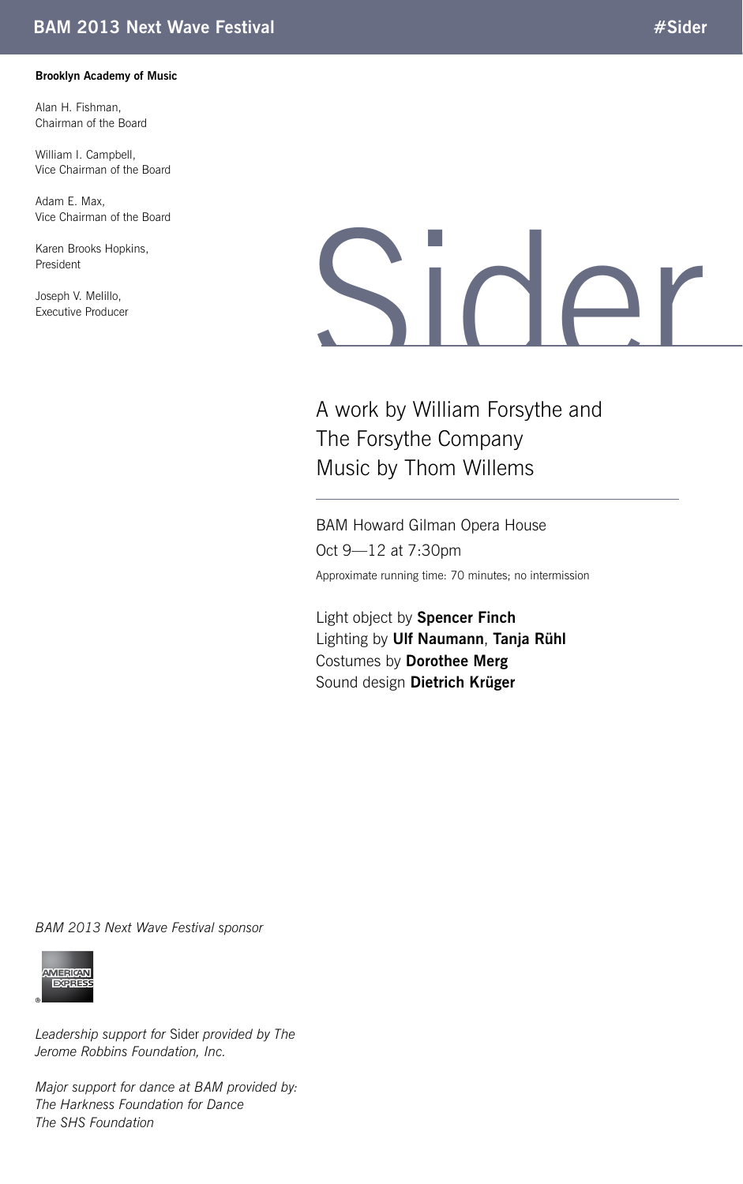**Brooklyn Academy of Music**

Alan H. Fishman,
Chairman of the Board

William I. Campbell,
Vice Chairman of the Board

Adam E. Max,
Vice Chairman of the Board

Karen Brooks Hopkins,
President

Joseph V. Melillo,
Executive Producer

# Sider

A work by William Forsythe and
The Forsythe Company
Music by Thom Willems

---

BAM Howard Gilman Opera House
Oct 9—12 at 7:30pm
Approximate running time: 70 minutes; no intermission

Light object by **Spencer Finch**
Lighting by **Ulf Naumann**, **Tanja Rühl**
Costumes by **Dorothee Merg**
Sound design **Dietrich Krüger**

*BAM 2013 Next Wave Festival sponsor*

*Leadership support for* Sider *provided by The Jerome Robbins Foundation, Inc.*

*Major support for dance at BAM provided by:*
*The Harkness Foundation for Dance*
*The SHS Foundation*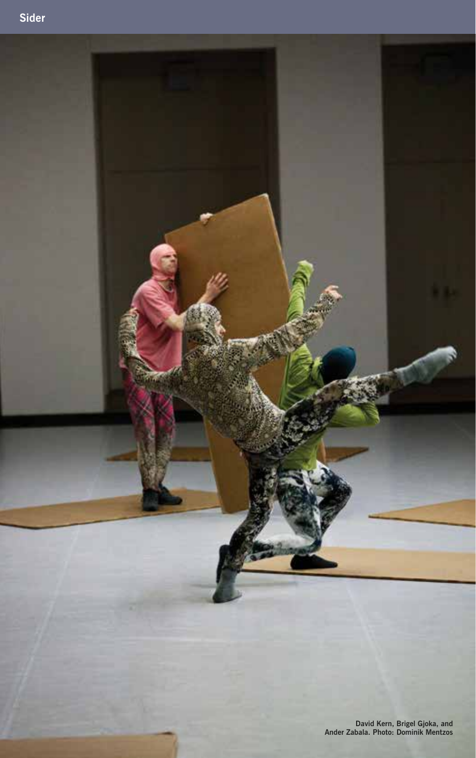Sider

David Kern, Brigel Gjoka, and Ander Zabala. Photo: Dominik Mentzos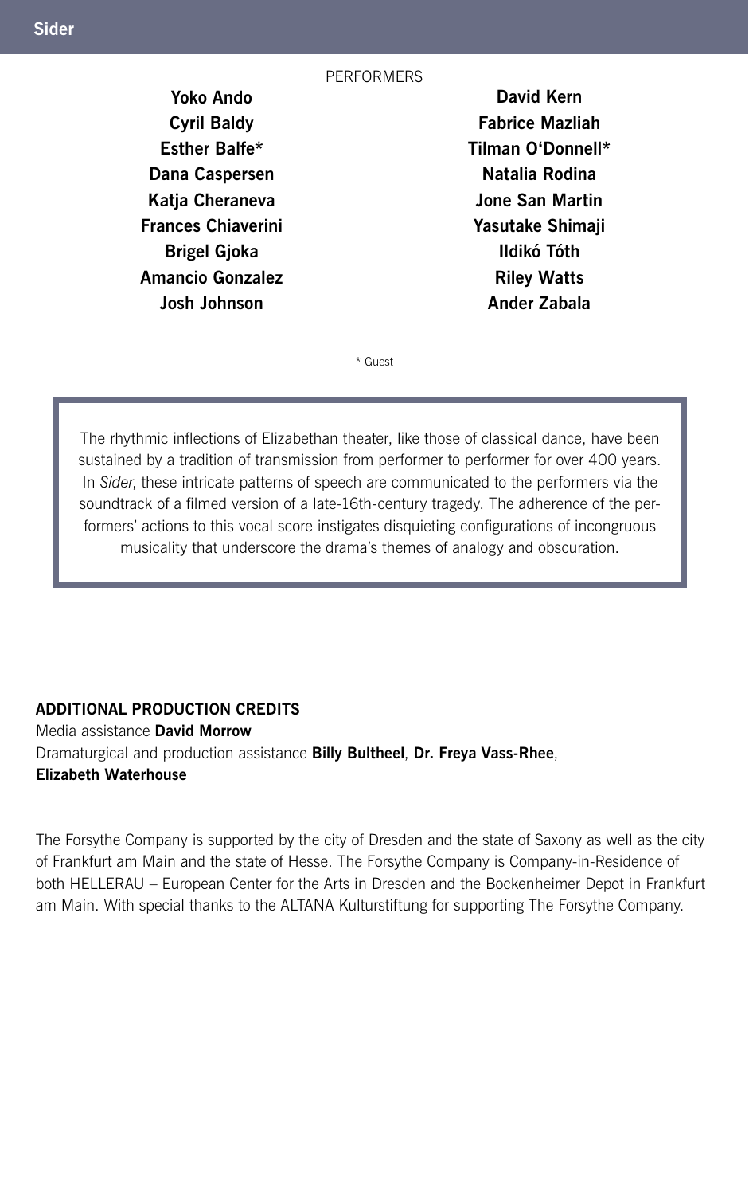PERFORMERS

**Yoko Ando**
**Cyril Baldy**
**Esther Balfe***
**Dana Caspersen**
**Katja Cheraneva**
**Frances Chiaverini**
**Brigel Gjoka**
**Amancio Gonzalez**
**Josh Johnson**
**David Kern**
**Fabrice Mazliah**
**Tilman O'Donnell***
**Natalia Rodina**
**Jone San Martin**
**Yasutake Shimaji**
**Ildikó Tóth**
**Riley Watts**
**Ander Zabala**

* Guest

The rhythmic inflections of Elizabethan theater, like those of classical dance, have been sustained by a tradition of transmission from performer to performer for over 400 years. In *Sider*, these intricate patterns of speech are communicated to the performers via the soundtrack of a filmed version of a late-16th-century tragedy. The adherence of the performers' actions to this vocal score instigates disquieting configurations of incongruous musicality that underscore the drama's themes of analogy and obscuration.

**ADDITIONAL PRODUCTION CREDITS**
Media assistance **David Morrow**
Dramaturgical and production assistance **Billy Bultheel**, **Dr. Freya Vass-Rhee**, **Elizabeth Waterhouse**

The Forsythe Company is supported by the city of Dresden and the state of Saxony as well as the city of Frankfurt am Main and the state of Hesse. The Forsythe Company is Company-in-Residence of both HELLERAU – European Center for the Arts in Dresden and the Bockenheimer Depot in Frankfurt am Main. With special thanks to the ALTANA Kulturstiftung for supporting The Forsythe Company.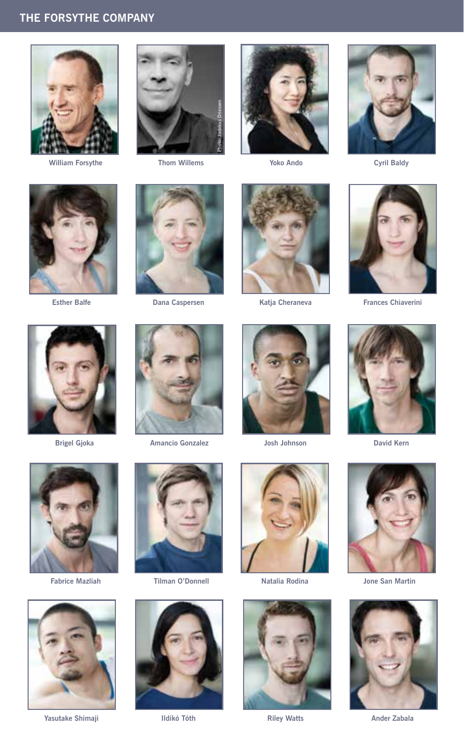## THE FORSYTHE COMPANY

William Forsythe

Thom Willems

Photo: Jodokus Driessen

Yoko Ando

Cyril Baldy

Esther Balfe

Dana Caspersen

Katja Cheraneva

Frances Chiaverini

Brigel Gjoka

Amancio Gonzalez

Josh Johnson

David Kern

Fabrice Mazliah

Tilman O'Donnell

Natalia Rodina

Jone San Martin

Yasutake Shimaji

Ildikó Tóth

Riley Watts

Ander Zabala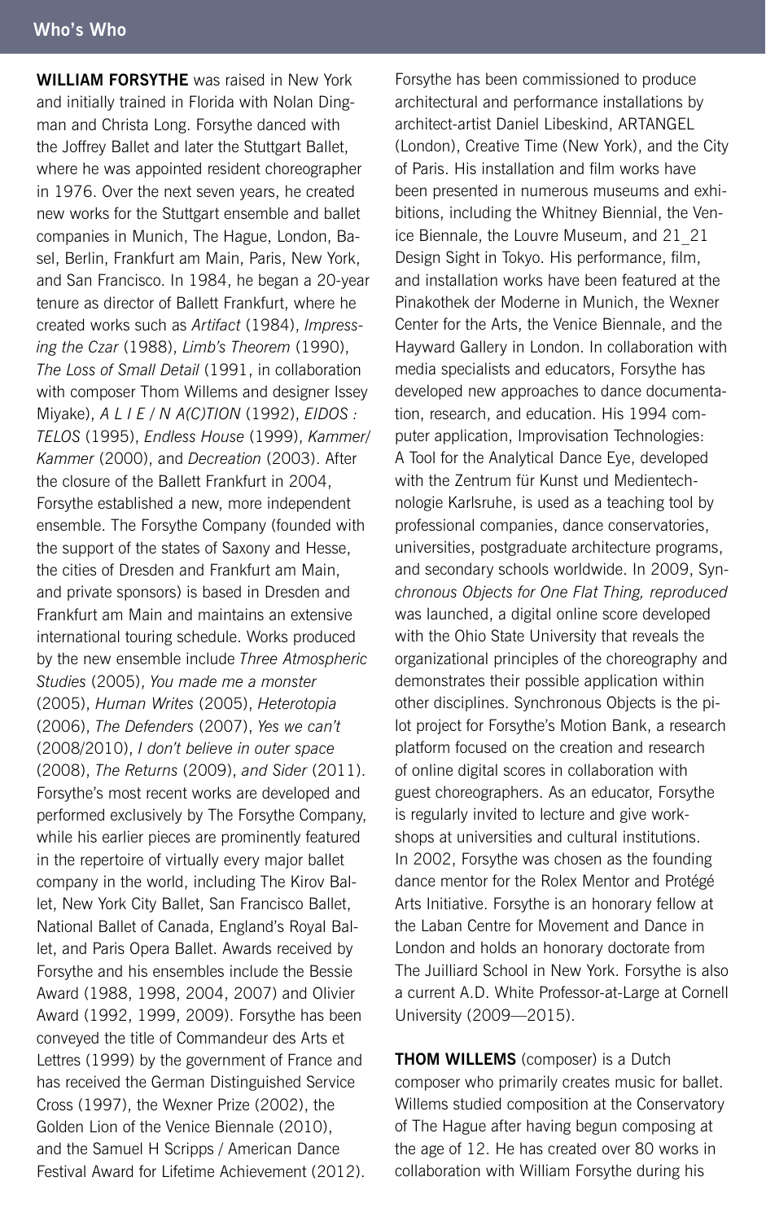**WILLIAM FORSYTHE** was raised in New York and initially trained in Florida with Nolan Dingman and Christa Long. Forsythe danced with the Joffrey Ballet and later the Stuttgart Ballet, where he was appointed resident choreographer in 1976. Over the next seven years, he created new works for the Stuttgart ensemble and ballet companies in Munich, The Hague, London, Basel, Berlin, Frankfurt am Main, Paris, New York, and San Francisco. In 1984, he began a 20-year tenure as director of Ballett Frankfurt, where he created works such as *Artifact* (1984), *Impressing the Czar* (1988), *Limb's Theorem* (1990), *The Loss of Small Detail* (1991, in collaboration with composer Thom Willems and designer Issey Miyake), *A L I E / N A(C)TION* (1992), *EIDOS : TELOS* (1995), *Endless House* (1999), *Kammer/Kammer* (2000), and *Decreation* (2003). After the closure of the Ballett Frankfurt in 2004, Forsythe established a new, more independent ensemble. The Forsythe Company (founded with the support of the states of Saxony and Hesse, the cities of Dresden and Frankfurt am Main, and private sponsors) is based in Dresden and Frankfurt am Main and maintains an extensive international touring schedule. Works produced by the new ensemble include *Three Atmospheric Studies* (2005), *You made me a monster* (2005), *Human Writes* (2005), *Heterotopia* (2006), *The Defenders* (2007), *Yes we can't* (2008/2010), *I don't believe in outer space* (2008), *The Returns* (2009), *and Sider* (2011). Forsythe's most recent works are developed and performed exclusively by The Forsythe Company, while his earlier pieces are prominently featured in the repertoire of virtually every major ballet company in the world, including The Kirov Ballet, New York City Ballet, San Francisco Ballet, National Ballet of Canada, England's Royal Ballet, and Paris Opera Ballet. Awards received by Forsythe and his ensembles include the Bessie Award (1988, 1998, 2004, 2007) and Olivier Award (1992, 1999, 2009). Forsythe has been conveyed the title of Commandeur des Arts et Lettres (1999) by the government of France and has received the German Distinguished Service Cross (1997), the Wexner Prize (2002), the Golden Lion of the Venice Biennale (2010), and the Samuel H Scripps / American Dance Festival Award for Lifetime Achievement (2012).

Forsythe has been commissioned to produce architectural and performance installations by architect-artist Daniel Libeskind, ARTANGEL (London), Creative Time (New York), and the City of Paris. His installation and film works have been presented in numerous museums and exhibitions, including the Whitney Biennial, the Venice Biennale, the Louvre Museum, and 21_21 Design Sight in Tokyo. His performance, film, and installation works have been featured at the Pinakothek der Moderne in Munich, the Wexner Center for the Arts, the Venice Biennale, and the Hayward Gallery in London. In collaboration with media specialists and educators, Forsythe has developed new approaches to dance documentation, research, and education. His 1994 computer application, Improvisation Technologies: A Tool for the Analytical Dance Eye, developed with the Zentrum für Kunst und Medientechnologie Karlsruhe, is used as a teaching tool by professional companies, dance conservatories, universities, postgraduate architecture programs, and secondary schools worldwide. In 2009, *Synchronous Objects for One Flat Thing, reproduced* was launched, a digital online score developed with the Ohio State University that reveals the organizational principles of the choreography and demonstrates their possible application within other disciplines. Synchronous Objects is the pilot project for Forsythe's Motion Bank, a research platform focused on the creation and research of online digital scores in collaboration with guest choreographers. As an educator, Forsythe is regularly invited to lecture and give workshops at universities and cultural institutions. In 2002, Forsythe was chosen as the founding dance mentor for the Rolex Mentor and Protégé Arts Initiative. Forsythe is an honorary fellow at the Laban Centre for Movement and Dance in London and holds an honorary doctorate from The Juilliard School in New York. Forsythe is also a current A.D. White Professor-at-Large at Cornell University (2009—2015).

**THOM WILLEMS** (composer) is a Dutch composer who primarily creates music for ballet. Willems studied composition at the Conservatory of The Hague after having begun composing at the age of 12. He has created over 80 works in collaboration with William Forsythe during his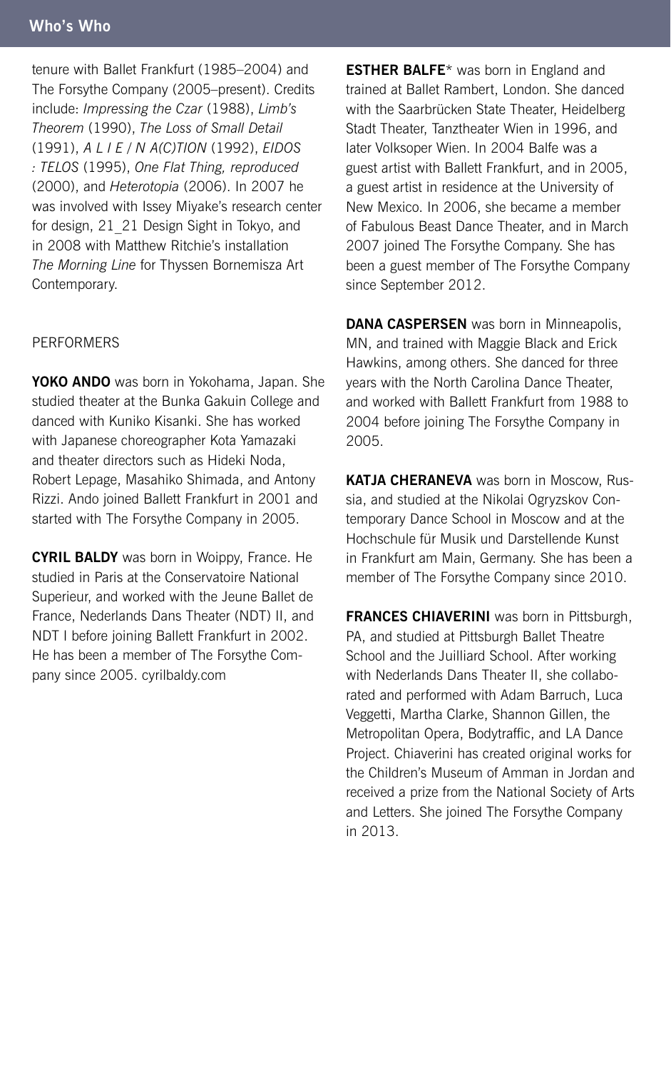tenure with Ballet Frankfurt (1985–2004) and The Forsythe Company (2005–present). Credits include: *Impressing the Czar* (1988), *Limb's Theorem* (1990), *The Loss of Small Detail* (1991), *A L I E / N A(C)TION* (1992), *EIDOS : TELOS* (1995), *One Flat Thing, reproduced* (2000), and *Heterotopia* (2006). In 2007 he was involved with Issey Miyake's research center for design, 21_21 Design Sight in Tokyo, and in 2008 with Matthew Ritchie's installation *The Morning Line* for Thyssen Bornemisza Art Contemporary.

PERFORMERS

**YOKO ANDO** was born in Yokohama, Japan. She studied theater at the Bunka Gakuin College and danced with Kuniko Kisanki. She has worked with Japanese choreographer Kota Yamazaki and theater directors such as Hideki Noda, Robert Lepage, Masahiko Shimada, and Antony Rizzi. Ando joined Ballett Frankfurt in 2001 and started with The Forsythe Company in 2005.

**CYRIL BALDY** was born in Woippy, France. He studied in Paris at the Conservatoire National Superieur, and worked with the Jeune Ballet de France, Nederlands Dans Theater (NDT) II, and NDT I before joining Ballett Frankfurt in 2002. He has been a member of The Forsythe Company since 2005. cyrilbaldy.com

**ESTHER BALFE*** was born in England and trained at Ballet Rambert, London. She danced with the Saarbrücken State Theater, Heidelberg Stadt Theater, Tanztheater Wien in 1996, and later Volksoper Wien. In 2004 Balfe was a guest artist with Ballett Frankfurt, and in 2005, a guest artist in residence at the University of New Mexico. In 2006, she became a member of Fabulous Beast Dance Theater, and in March 2007 joined The Forsythe Company. She has been a guest member of The Forsythe Company since September 2012.

**DANA CASPERSEN** was born in Minneapolis, MN, and trained with Maggie Black and Erick Hawkins, among others. She danced for three years with the North Carolina Dance Theater, and worked with Ballett Frankfurt from 1988 to 2004 before joining The Forsythe Company in 2005.

**KATJA CHERANEVA** was born in Moscow, Russia, and studied at the Nikolai Ogryzskov Contemporary Dance School in Moscow and at the Hochschule für Musik und Darstellende Kunst in Frankfurt am Main, Germany. She has been a member of The Forsythe Company since 2010.

**FRANCES CHIAVERINI** was born in Pittsburgh, PA, and studied at Pittsburgh Ballet Theatre School and the Juilliard School. After working with Nederlands Dans Theater II, she collaborated and performed with Adam Barruch, Luca Veggetti, Martha Clarke, Shannon Gillen, the Metropolitan Opera, Bodytraffic, and LA Dance Project. Chiaverini has created original works for the Children's Museum of Amman in Jordan and received a prize from the National Society of Arts and Letters. She joined The Forsythe Company in 2013.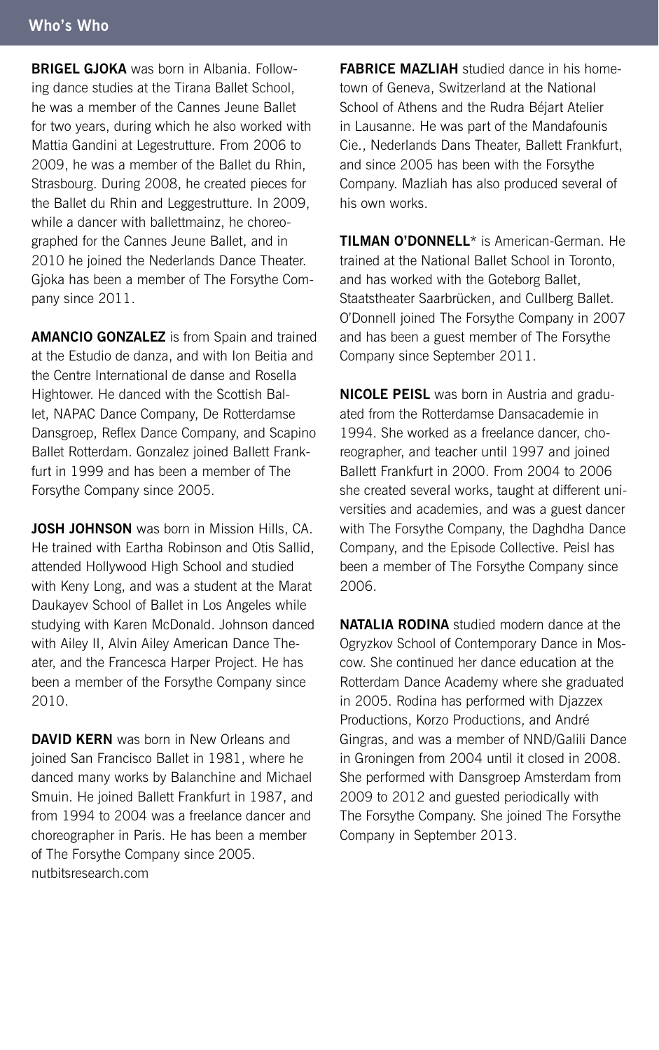## Who's Who

**BRIGEL GJOKA** was born in Albania. Following dance studies at the Tirana Ballet School, he was a member of the Cannes Jeune Ballet for two years, during which he also worked with Mattia Gandini at Legestrutture. From 2006 to 2009, he was a member of the Ballet du Rhin, Strasbourg. During 2008, he created pieces for the Ballet du Rhin and Leggestrutture. In 2009, while a dancer with ballettmainz, he choreographed for the Cannes Jeune Ballet, and in 2010 he joined the Nederlands Dance Theater. Gjoka has been a member of The Forsythe Company since 2011.

**AMANCIO GONZALEZ** is from Spain and trained at the Estudio de danza, and with Ion Beitia and the Centre International de danse and Rosella Hightower. He danced with the Scottish Ballet, NAPAC Dance Company, De Rotterdamse Dansgroep, Reflex Dance Company, and Scapino Ballet Rotterdam. Gonzalez joined Ballett Frankfurt in 1999 and has been a member of The Forsythe Company since 2005.

**JOSH JOHNSON** was born in Mission Hills, CA. He trained with Eartha Robinson and Otis Sallid, attended Hollywood High School and studied with Keny Long, and was a student at the Marat Daukayev School of Ballet in Los Angeles while studying with Karen McDonald. Johnson danced with Ailey II, Alvin Ailey American Dance Theater, and the Francesca Harper Project. He has been a member of the Forsythe Company since 2010.

**DAVID KERN** was born in New Orleans and joined San Francisco Ballet in 1981, where he danced many works by Balanchine and Michael Smuin. He joined Ballett Frankfurt in 1987, and from 1994 to 2004 was a freelance dancer and choreographer in Paris. He has been a member of The Forsythe Company since 2005. nutbitsresearch.com

**FABRICE MAZLIAH** studied dance in his hometown of Geneva, Switzerland at the National School of Athens and the Rudra Béjart Atelier in Lausanne. He was part of the Mandafounis Cie., Nederlands Dans Theater, Ballett Frankfurt, and since 2005 has been with the Forsythe Company. Mazliah has also produced several of his own works.

**TILMAN O'DONNELL*** is American-German. He trained at the National Ballet School in Toronto, and has worked with the Goteborg Ballet, Staatstheater Saarbrücken, and Cullberg Ballet. O'Donnell joined The Forsythe Company in 2007 and has been a guest member of The Forsythe Company since September 2011.

**NICOLE PEISL** was born in Austria and graduated from the Rotterdamse Dansacademie in 1994. She worked as a freelance dancer, choreographer, and teacher until 1997 and joined Ballett Frankfurt in 2000. From 2004 to 2006 she created several works, taught at different universities and academies, and was a guest dancer with The Forsythe Company, the Daghdha Dance Company, and the Episode Collective. Peisl has been a member of The Forsythe Company since 2006.

**NATALIA RODINA** studied modern dance at the Ogryzkov School of Contemporary Dance in Moscow. She continued her dance education at the Rotterdam Dance Academy where she graduated in 2005. Rodina has performed with Djazzex Productions, Korzo Productions, and André Gingras, and was a member of NND/Galili Dance in Groningen from 2004 until it closed in 2008. She performed with Dansgroep Amsterdam from 2009 to 2012 and guested periodically with The Forsythe Company. She joined The Forsythe Company in September 2013.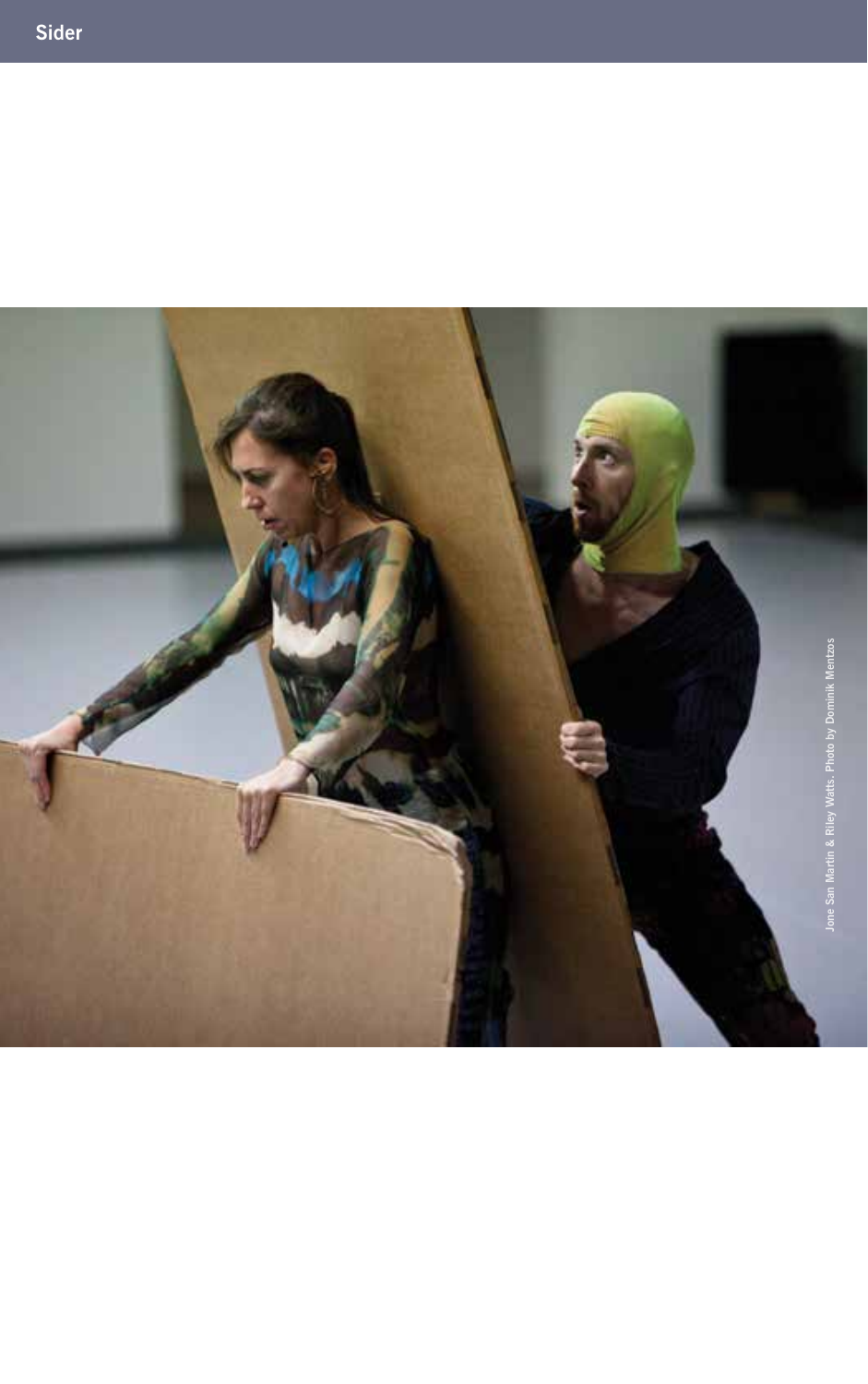# Sider

Jone San Martin & Riley Watts. Photo by Dominik Mentzos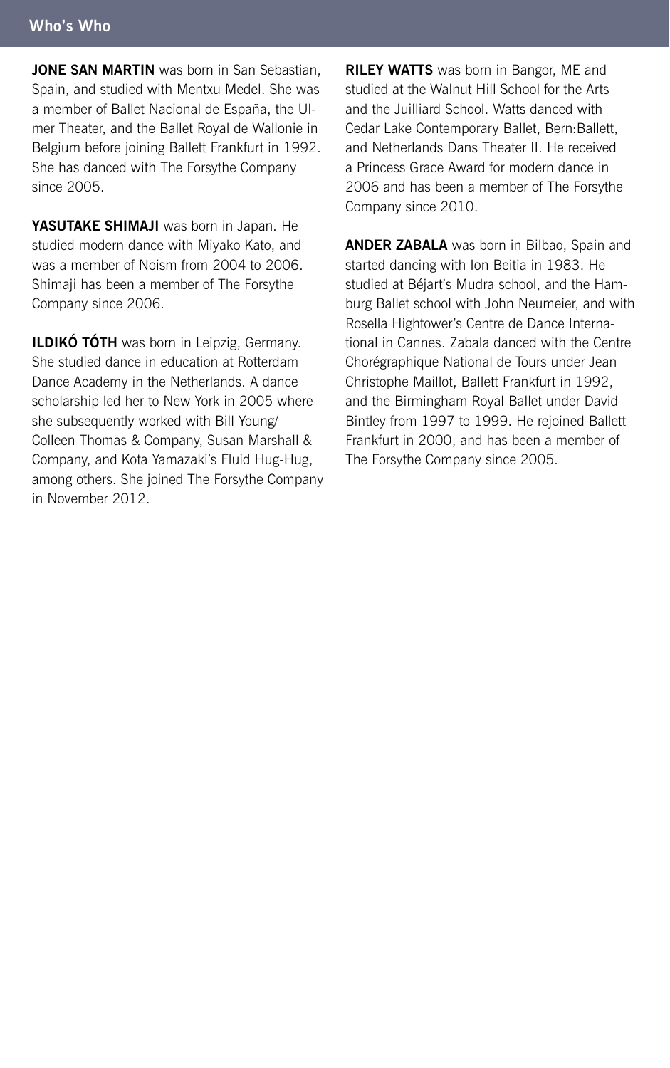## Who's Who

**JONE SAN MARTIN** was born in San Sebastian, Spain, and studied with Mentxu Medel. She was a member of Ballet Nacional de España, the Ulmer Theater, and the Ballet Royal de Wallonie in Belgium before joining Ballett Frankfurt in 1992. She has danced with The Forsythe Company since 2005.

**YASUTAKE SHIMAJI** was born in Japan. He studied modern dance with Miyako Kato, and was a member of Noism from 2004 to 2006. Shimaji has been a member of The Forsythe Company since 2006.

**ILDIKÓ TÓTH** was born in Leipzig, Germany. She studied dance in education at Rotterdam Dance Academy in the Netherlands. A dance scholarship led her to New York in 2005 where she subsequently worked with Bill Young/Colleen Thomas & Company, Susan Marshall & Company, and Kota Yamazaki's Fluid Hug-Hug, among others. She joined The Forsythe Company in November 2012.

**RILEY WATTS** was born in Bangor, ME and studied at the Walnut Hill School for the Arts and the Juilliard School. Watts danced with Cedar Lake Contemporary Ballet, Bern:Ballett, and Netherlands Dans Theater II. He received a Princess Grace Award for modern dance in 2006 and has been a member of The Forsythe Company since 2010.

**ANDER ZABALA** was born in Bilbao, Spain and started dancing with Ion Beitia in 1983. He studied at Béjart's Mudra school, and the Hamburg Ballet school with John Neumeier, and with Rosella Hightower's Centre de Dance International in Cannes. Zabala danced with the Centre Chorégraphique National de Tours under Jean Christophe Maillot, Ballett Frankfurt in 1992, and the Birmingham Royal Ballet under David Bintley from 1997 to 1999. He rejoined Ballett Frankfurt in 2000, and has been a member of The Forsythe Company since 2005.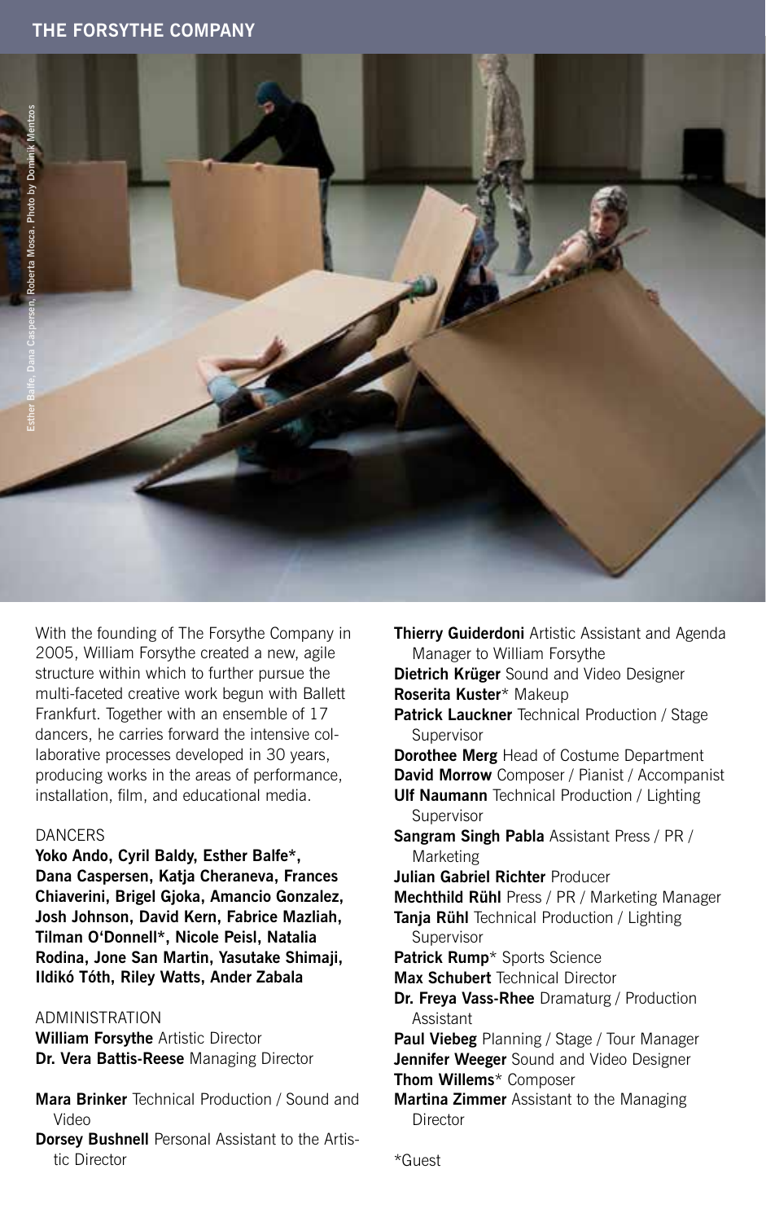## THE FORSYTHE COMPANY

Esther Balfe, Dana Caspersen, Roberta Mosca. Photo by Dominik Mentzos

With the founding of The Forsythe Company in 2005, William Forsythe created a new, agile structure within which to further pursue the multi-faceted creative work begun with Ballett Frankfurt. Together with an ensemble of 17 dancers, he carries forward the intensive collaborative processes developed in 30 years, producing works in the areas of performance, installation, film, and educational media.

DANCERS

**Yoko Ando, Cyril Baldy, Esther Balfe*, Dana Caspersen, Katja Cheraneva, Frances Chiaverini, Brigel Gjoka, Amancio Gonzalez, Josh Johnson, David Kern, Fabrice Mazliah, Tilman O'Donnell*, Nicole Peisl, Natalia Rodina, Jone San Martin, Yasutake Shimaji, Ildikó Tóth, Riley Watts, Ander Zabala**

ADMINISTRATION

**William Forsythe** Artistic Director
**Dr. Vera Battis-Reese** Managing Director

**Mara Brinker** Technical Production / Sound and Video
**Dorsey Bushnell** Personal Assistant to the Artistic Director
**Thierry Guiderdoni** Artistic Assistant and Agenda Manager to William Forsythe
**Dietrich Krüger** Sound and Video Designer
**Roserita Kuster*** Makeup
**Patrick Lauckner** Technical Production / Stage Supervisor
**Dorothee Merg** Head of Costume Department
**David Morrow** Composer / Pianist / Accompanist
**Ulf Naumann** Technical Production / Lighting Supervisor
**Sangram Singh Pabla** Assistant Press / PR / Marketing
**Julian Gabriel Richter** Producer
**Mechthild Rühl** Press / PR / Marketing Manager
**Tanja Rühl** Technical Production / Lighting Supervisor
**Patrick Rump*** Sports Science
**Max Schubert** Technical Director
**Dr. Freya Vass-Rhee** Dramaturg / Production Assistant
**Paul Viebeg** Planning / Stage / Tour Manager
**Jennifer Weeger** Sound and Video Designer
**Thom Willems*** Composer
**Martina Zimmer** Assistant to the Managing Director

*Guest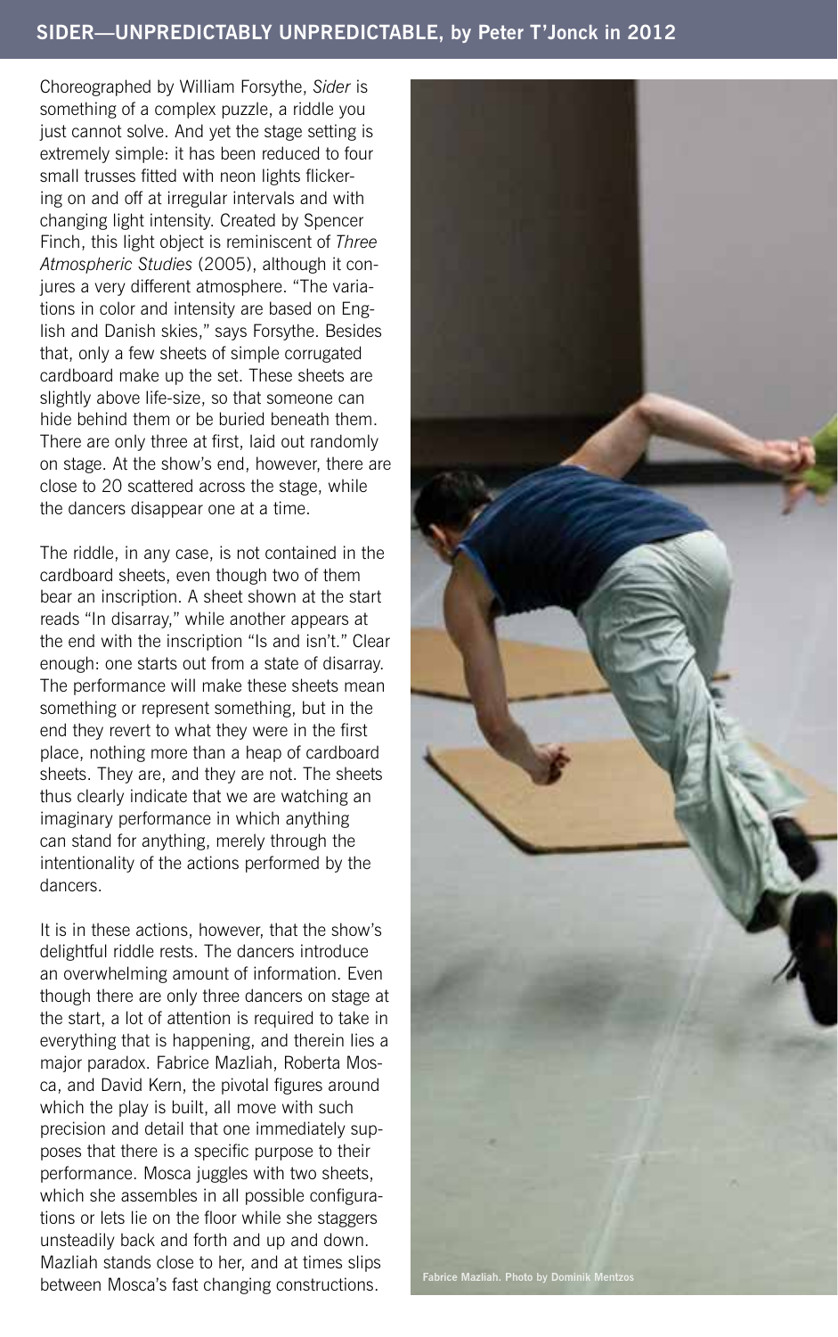## SIDER—UNPREDICTABLY UNPREDICTABLE, by Peter T'Jonck in 2012

Choreographed by William Forsythe, *Sider* is something of a complex puzzle, a riddle you just cannot solve. And yet the stage setting is extremely simple: it has been reduced to four small trusses fitted with neon lights flickering on and off at irregular intervals and with changing light intensity. Created by Spencer Finch, this light object is reminiscent of *Three Atmospheric Studies* (2005), although it conjures a very different atmosphere. "The variations in color and intensity are based on English and Danish skies," says Forsythe. Besides that, only a few sheets of simple corrugated cardboard make up the set. These sheets are slightly above life-size, so that someone can hide behind them or be buried beneath them. There are only three at first, laid out randomly on stage. At the show's end, however, there are close to 20 scattered across the stage, while the dancers disappear one at a time.

The riddle, in any case, is not contained in the cardboard sheets, even though two of them bear an inscription. A sheet shown at the start reads "In disarray," while another appears at the end with the inscription "Is and isn't." Clear enough: one starts out from a state of disarray. The performance will make these sheets mean something or represent something, but in the end they revert to what they were in the first place, nothing more than a heap of cardboard sheets. They are, and they are not. The sheets thus clearly indicate that we are watching an imaginary performance in which anything can stand for anything, merely through the intentionality of the actions performed by the dancers.

It is in these actions, however, that the show's delightful riddle rests. The dancers introduce an overwhelming amount of information. Even though there are only three dancers on stage at the start, a lot of attention is required to take in everything that is happening, and therein lies a major paradox. Fabrice Mazliah, Roberta Mosca, and David Kern, the pivotal figures around which the play is built, all move with such precision and detail that one immediately supposes that there is a specific purpose to their performance. Mosca juggles with two sheets, which she assembles in all possible configurations or lets lie on the floor while she staggers unsteadily back and forth and up and down. Mazliah stands close to her, and at times slips between Mosca's fast changing constructions.

Fabrice Mazliah. Photo by Dominik Mentzos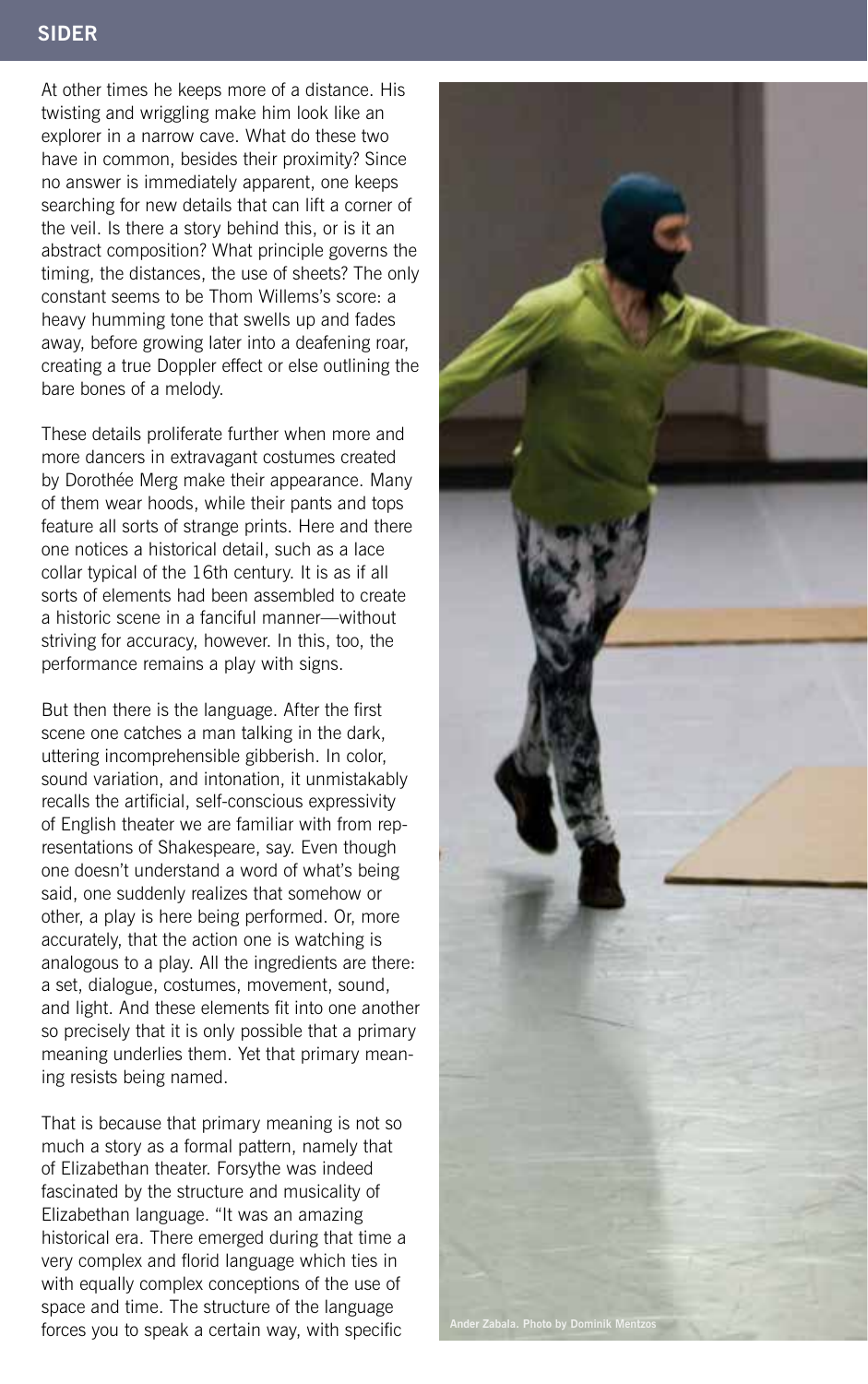At other times he keeps more of a distance. His twisting and wriggling make him look like an explorer in a narrow cave. What do these two have in common, besides their proximity? Since no answer is immediately apparent, one keeps searching for new details that can lift a corner of the veil. Is there a story behind this, or is it an abstract composition? What principle governs the timing, the distances, the use of sheets? The only constant seems to be Thom Willems's score: a heavy humming tone that swells up and fades away, before growing later into a deafening roar, creating a true Doppler effect or else outlining the bare bones of a melody.

These details proliferate further when more and more dancers in extravagant costumes created by Dorothée Merg make their appearance. Many of them wear hoods, while their pants and tops feature all sorts of strange prints. Here and there one notices a historical detail, such as a lace collar typical of the 16th century. It is as if all sorts of elements had been assembled to create a historic scene in a fanciful manner—without striving for accuracy, however. In this, too, the performance remains a play with signs.

But then there is the language. After the first scene one catches a man talking in the dark, uttering incomprehensible gibberish. In color, sound variation, and intonation, it unmistakably recalls the artificial, self-conscious expressivity of English theater we are familiar with from representations of Shakespeare, say. Even though one doesn't understand a word of what's being said, one suddenly realizes that somehow or other, a play is here being performed. Or, more accurately, that the action one is watching is analogous to a play. All the ingredients are there: a set, dialogue, costumes, movement, sound, and light. And these elements fit into one another so precisely that it is only possible that a primary meaning underlies them. Yet that primary meaning resists being named.

That is because that primary meaning is not so much a story as a formal pattern, namely that of Elizabethan theater. Forsythe was indeed fascinated by the structure and musicality of Elizabethan language. "It was an amazing historical era. There emerged during that time a very complex and florid language which ties in with equally complex conceptions of the use of space and time. The structure of the language forces you to speak a certain way, with specific

Ander Zabala. Photo by Dominik Mentzos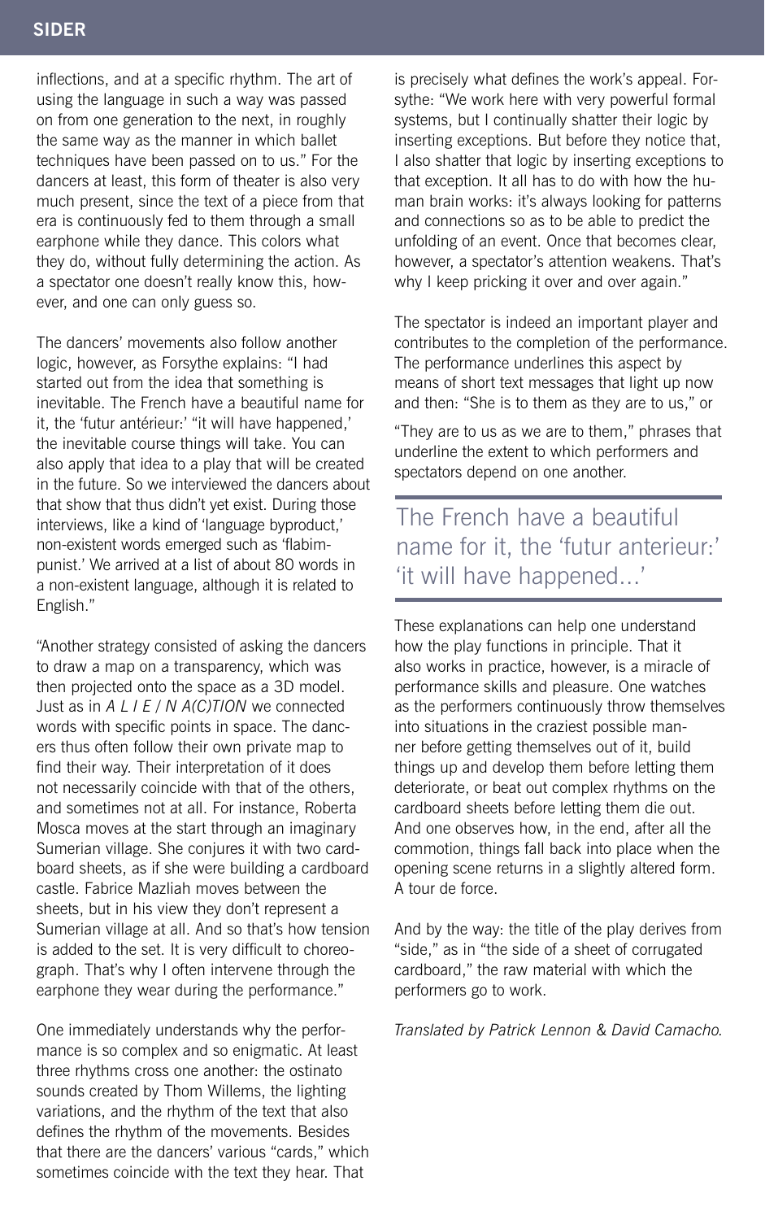inflections, and at a specific rhythm. The art of using the language in such a way was passed on from one generation to the next, in roughly the same way as the manner in which ballet techniques have been passed on to us." For the dancers at least, this form of theater is also very much present, since the text of a piece from that era is continuously fed to them through a small earphone while they dance. This colors what they do, without fully determining the action. As a spectator one doesn't really know this, however, and one can only guess so.

The dancers' movements also follow another logic, however, as Forsythe explains: "I had started out from the idea that something is inevitable. The French have a beautiful name for it, the 'futur antérieur:' "it will have happened,' the inevitable course things will take. You can also apply that idea to a play that will be created in the future. So we interviewed the dancers about that show that thus didn't yet exist. During those interviews, like a kind of 'language byproduct,' non-existent words emerged such as 'flabimpunist.' We arrived at a list of about 80 words in a non-existent language, although it is related to English."

"Another strategy consisted of asking the dancers to draw a map on a transparency, which was then projected onto the space as a 3D model. Just as in *A L I E / N A(C)TION* we connected words with specific points in space. The dancers thus often follow their own private map to find their way. Their interpretation of it does not necessarily coincide with that of the others, and sometimes not at all. For instance, Roberta Mosca moves at the start through an imaginary Sumerian village. She conjures it with two cardboard sheets, as if she were building a cardboard castle. Fabrice Mazliah moves between the sheets, but in his view they don't represent a Sumerian village at all. And so that's how tension is added to the set. It is very difficult to choreograph. That's why I often intervene through the earphone they wear during the performance."

One immediately understands why the performance is so complex and so enigmatic. At least three rhythms cross one another: the ostinato sounds created by Thom Willems, the lighting variations, and the rhythm of the text that also defines the rhythm of the movements. Besides that there are the dancers' various "cards," which sometimes coincide with the text they hear. That is precisely what defines the work's appeal. Forsythe: "We work here with very powerful formal systems, but I continually shatter their logic by inserting exceptions. But before they notice that, I also shatter that logic by inserting exceptions to that exception. It all has to do with how the human brain works: it's always looking for patterns and connections so as to be able to predict the unfolding of an event. Once that becomes clear, however, a spectator's attention weakens. That's why I keep pricking it over and over again."

The spectator is indeed an important player and contributes to the completion of the performance. The performance underlines this aspect by means of short text messages that light up now and then: "She is to them as they are to us," or "They are to us as we are to them," phrases that underline the extent to which performers and spectators depend on one another.

> The French have a beautiful name for it, the 'futur anterieur:' 'it will have happened...'

These explanations can help one understand how the play functions in principle. That it also works in practice, however, is a miracle of performance skills and pleasure. One watches as the performers continuously throw themselves into situations in the craziest possible manner before getting themselves out of it, build things up and develop them before letting them deteriorate, or beat out complex rhythms on the cardboard sheets before letting them die out. And one observes how, in the end, after all the commotion, things fall back into place when the opening scene returns in a slightly altered form. A tour de force.

And by the way: the title of the play derives from "side," as in "the side of a sheet of corrugated cardboard," the raw material with which the performers go to work.

*Translated by Patrick Lennon & David Camacho.*